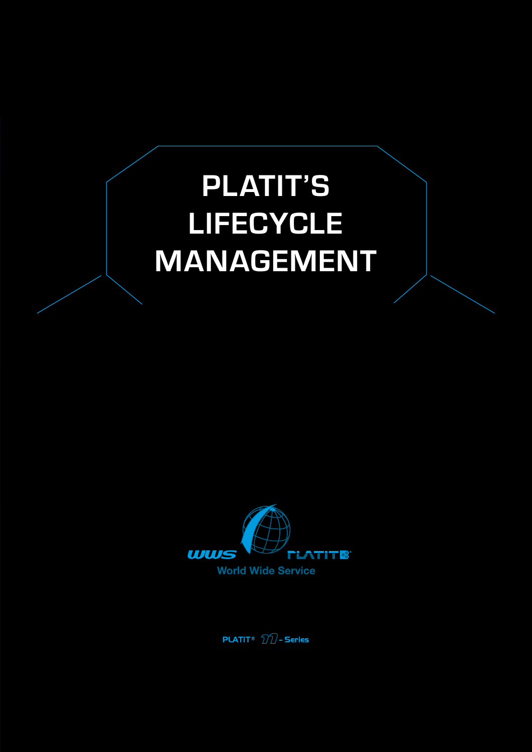# PLATIT'S LIFECYCLE MANAGEMENT

WWS PLATIT®

World Wide Service

PLATIT® $\pi$ - Series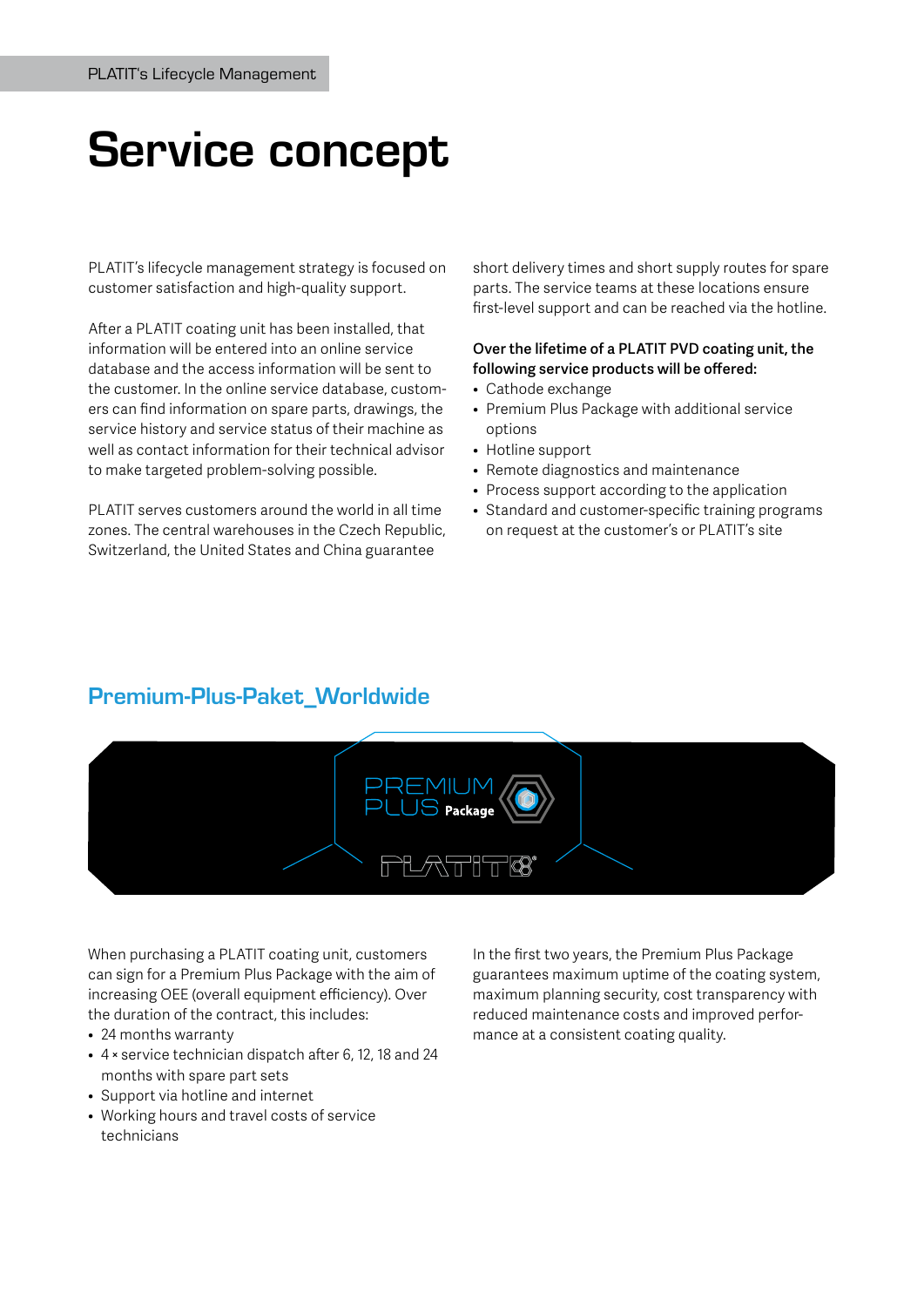# Service concept

PLATIT's lifecycle management strategy is focused on customer satisfaction and high-quality support.

After a PLATIT coating unit has been installed, that information will be entered into an online service database and the access information will be sent to the customer. In the online service database, customers can find information on spare parts, drawings, the service history and service status of their machine as well as contact information for their technical advisor to make targeted problem-solving possible.

PLATIT serves customers around the world in all time zones. The central warehouses in the Czech Republic, Switzerland, the United States and China guarantee short delivery times and short supply routes for spare parts. The service teams at these locations ensure first-level support and can be reached via the hotline.

**Over the lifetime of a PLATIT PVD coating unit, the following service products will be offered:**

- Cathode exchange
- Premium Plus Package with additional service options
- Hotline support
- Remote diagnostics and maintenance
- Process support according to the application
- Standard and customer-specific training programs on request at the customer's or PLATIT's site

## Premium-Plus-Paket_Worldwide

When purchasing a PLATIT coating unit, customers can sign for a Premium Plus Package with the aim of increasing OEE (overall equipment efficiency). Over the duration of the contract, this includes:

- 24 months warranty
- 4 × service technician dispatch after 6, 12, 18 and 24 months with spare part sets
- Support via hotline and internet
- Working hours and travel costs of service technicians

In the first two years, the Premium Plus Package guarantees maximum uptime of the coating system, maximum planning security, cost transparency with reduced maintenance costs and improved performance at a consistent coating quality.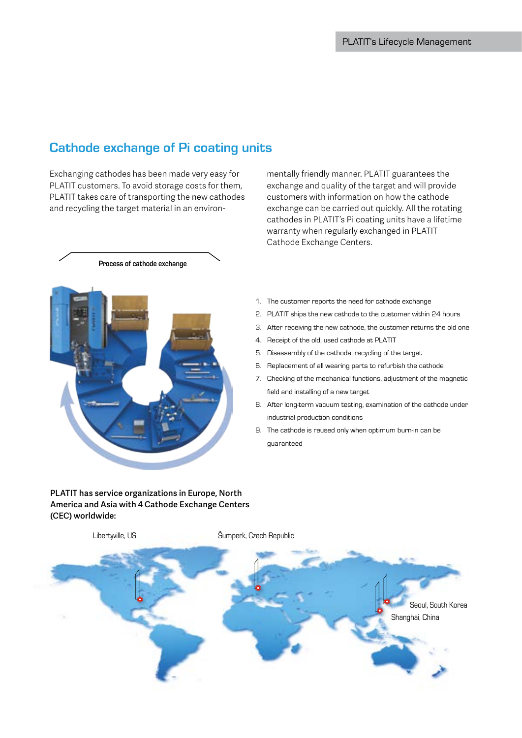# Cathode exchange of Pi coating units

Exchanging cathodes has been made very easy for PLATIT customers. To avoid storage costs for them, PLATIT takes care of transporting the new cathodes and recycling the target material in an environmentally friendly manner. PLATIT guarantees the exchange and quality of the target and will provide customers with information on how the cathode exchange can be carried out quickly. All the rotating cathodes in PLATIT's Pi coating units have a lifetime warranty when regularly exchanged in PLATIT Cathode Exchange Centers.

**Process of cathode exchange**

1. The customer reports the need for cathode exchange
2. PLATIT ships the new cathode to the customer within 24 hours
3. After receiving the new cathode, the customer returns the old one
4. Receipt of the old, used cathode at PLATIT
5. Disassembly of the cathode, recycling of the target
6. Replacement of all wearing parts to refurbish the cathode
7. Checking of the mechanical functions, adjustment of the magnetic field and installing of a new target
8. After long-term vacuum testing, examination of the cathode under industrial production conditions
9. The cathode is reused only when optimum burn-in can be guaranteed

**PLATIT has service organizations in Europe, North America and Asia with 4 Cathode Exchange Centers (CEC) worldwide:**

Libertyville, US

Šumperk, Czech Republic

Seoul, South Korea

Shanghai, China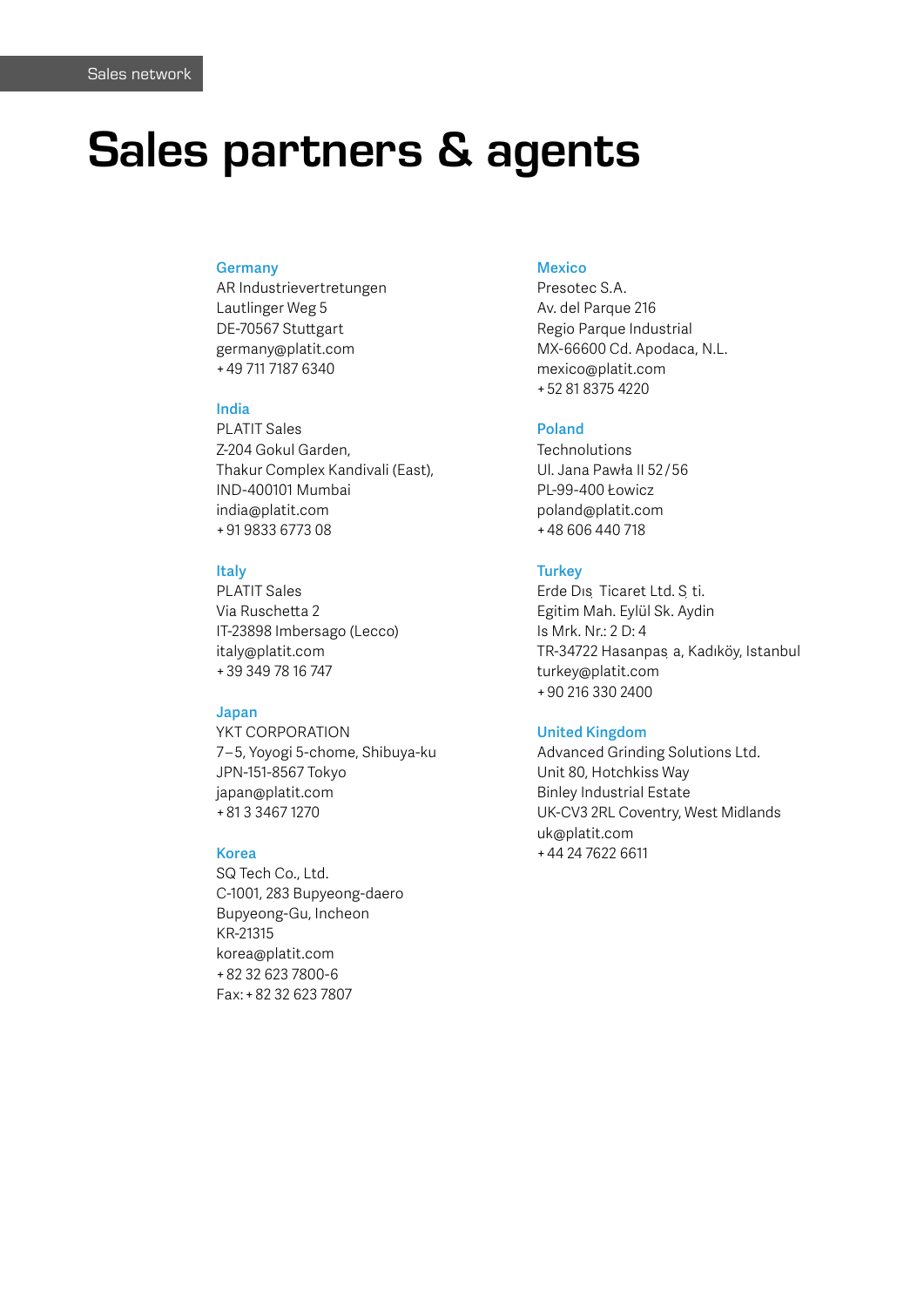Sales network

# Sales partners & agents

### Germany
AR Industrievertretungen
Lautlinger Weg 5
DE-70567 Stuttgart
germany@platit.com
+ 49 711 7187 6340

### India
PLATIT Sales
Z-204 Gokul Garden,
Thakur Complex Kandivali (East),
IND-400101 Mumbai
india@platit.com
+ 91 9833 6773 08

### Italy
PLATIT Sales
Via Ruschetta 2
IT-23898 Imbersago (Lecco)
italy@platit.com
+ 39 349 78 16 747

### Japan
YKT CORPORATION
7–5, Yoyogi 5-chome, Shibuya-ku
JPN-151-8567 Tokyo
japan@platit.com
+ 81 3 3467 1270

### Korea
SQ Tech Co., Ltd.
C-1001, 283 Bupyeong-daero
Bupyeong-Gu, Incheon
KR-21315
korea@platit.com
+ 82 32 623 7800-6
Fax: + 82 32 623 7807

### Mexico
Presotec S.A.
Av. del Parque 216
Regio Parque Industrial
MX-66600 Cd. Apodaca, N.L.
mexico@platit.com
+ 52 81 8375 4220

### Poland
Technolutions
Ul. Jana Pawła II 52/56
PL-99-400 Łowicz
poland@platit.com
+ 48 606 440 718

### Turkey
Erde Dış Ticaret Ltd. Ş ti.
Egitim Mah. Eylül Sk. Aydin
Is Mrk. Nr.: 2 D: 4
TR-34722 Hasanpaş a, Kadıköy, Istanbul
turkey@platit.com
+ 90 216 330 2400

### United Kingdom
Advanced Grinding Solutions Ltd.
Unit 80, Hotchkiss Way
Binley Industrial Estate
UK-CV3 2RL Coventry, West Midlands
uk@platit.com
+ 44 24 7622 6611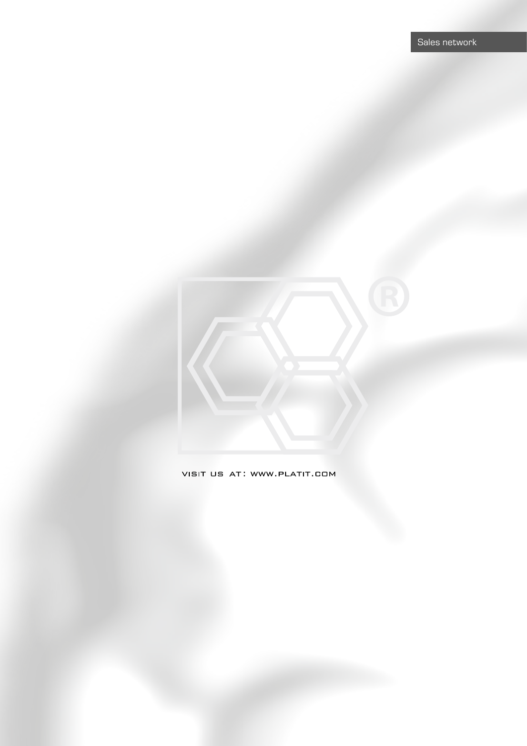VISIT US AT: WWW.PLATIT.COM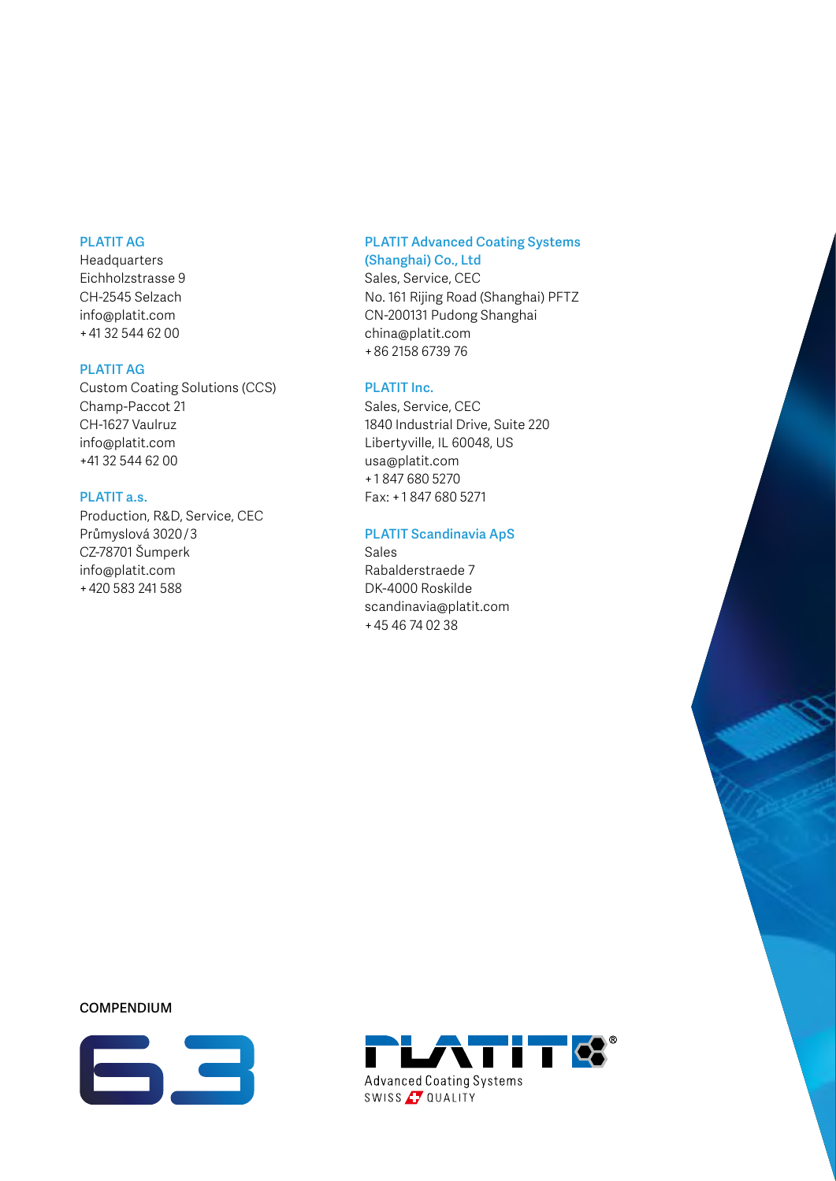**PLATIT AG**
Headquarters
Eichholzstrasse 9
CH-2545 Selzach
info@platit.com
+ 41 32 544 62 00

**PLATIT AG**
Custom Coating Solutions (CCS)
Champ-Paccot 21
CH-1627 Vaulruz
info@platit.com
+41 32 544 62 00

**PLATIT a.s.**
Production, R&D, Service, CEC
Průmyslová 3020 / 3
CZ-78701 Šumperk
info@platit.com
+ 420 583 241 588

**PLATIT Advanced Coating Systems (Shanghai) Co., Ltd**
Sales, Service, CEC
No. 161 Rijing Road (Shanghai) PFTZ
CN-200131 Pudong Shanghai
china@platit.com
+ 86 2158 6739 76

**PLATIT Inc.**
Sales, Service, CEC
1840 Industrial Drive, Suite 220
Libertyville, IL 60048, US
usa@platit.com
+ 1 847 680 5270
Fax: + 1 847 680 5271

**PLATIT Scandinavia ApS**
Sales
Rabalderstraede 7
DK-4000 Roskilde
scandinavia@platit.com
+ 45 46 74 02 38

COMPENDIUM

63

PLATIT®
Advanced Coating Systems
SWISS QUALITY